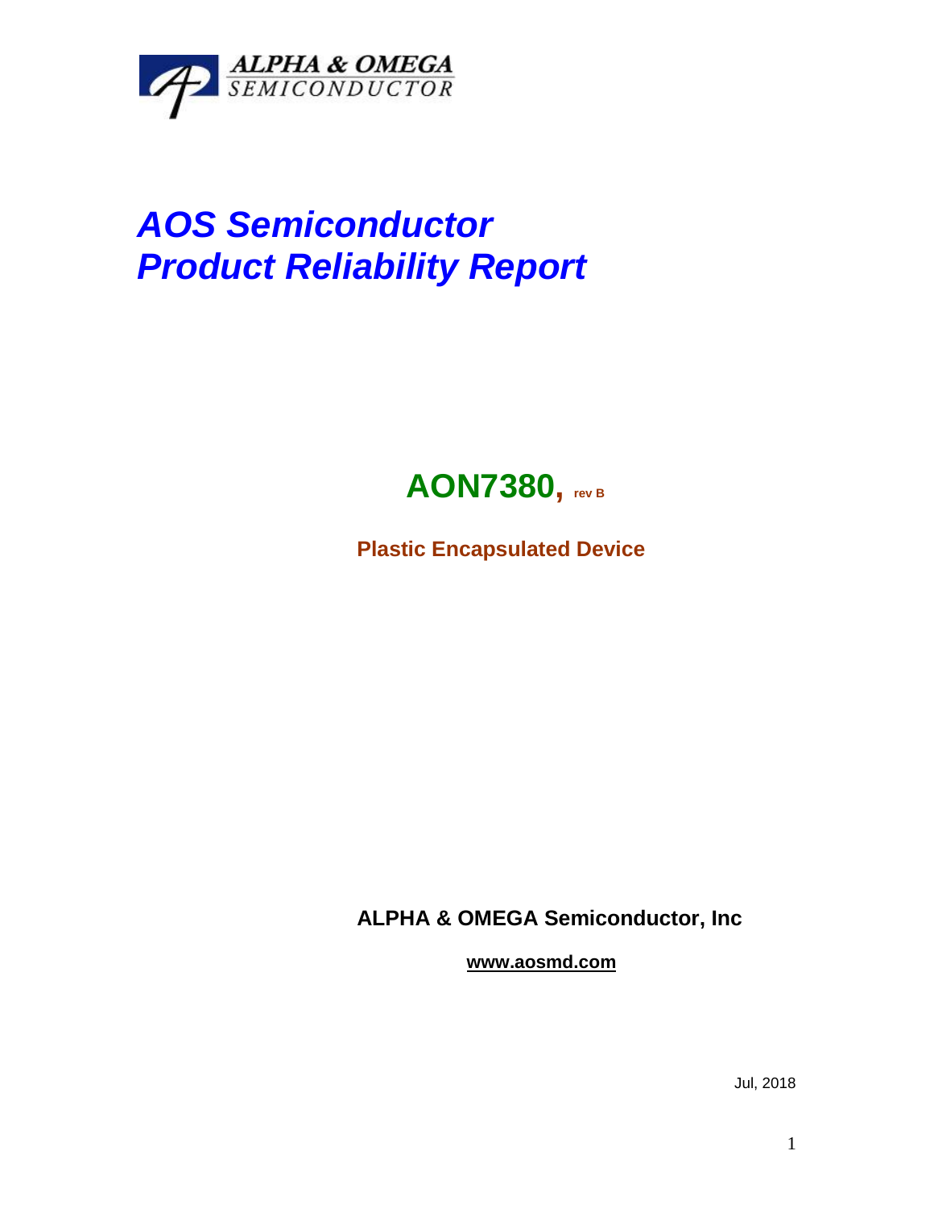ALPHA & OMEGA
SEMICONDUCTOR

# *AOS Semiconductor*
# *Product Reliability Report*

## AON7380, rev B

**Plastic Encapsulated Device**

**ALPHA & OMEGA Semiconductor, Inc**

**www.aosmd.com**

Jul, 2018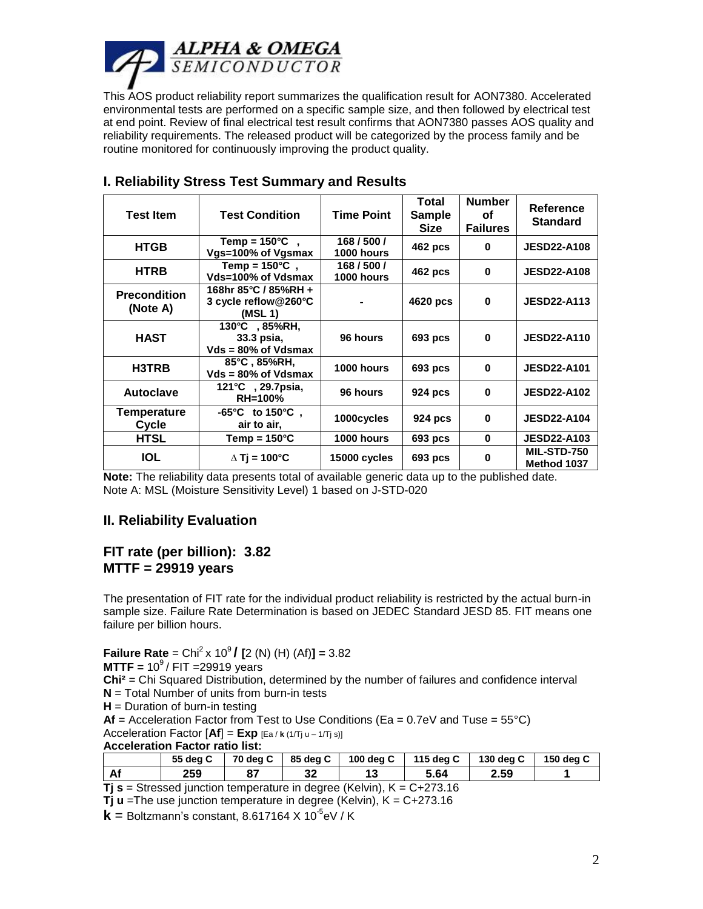ALPHA & OMEGA SEMICONDUCTOR

This AOS product reliability report summarizes the qualification result for AON7380. Accelerated environmental tests are performed on a specific sample size, and then followed by electrical test at end point. Review of final electrical test result confirms that AON7380 passes AOS quality and reliability requirements. The released product will be categorized by the process family and be routine monitored for continuously improving the product quality.

## I. Reliability Stress Test Summary and Results

| Test Item | Test Condition | Time Point | Total Sample Size | Number of Failures | Reference Standard |
|---|---|---|---|---|---|
| **HTGB** | **Temp = 150°C , Vgs=100% of Vgsmax** | **168 / 500 / 1000 hours** | **462 pcs** | **0** | **JESD22-A108** |
| **HTRB** | **Temp = 150°C , Vds=100% of Vdsmax** | **168 / 500 / 1000 hours** | **462 pcs** | **0** | **JESD22-A108** |
| **Precondition (Note A)** | **168hr 85°C / 85%RH + 3 cycle reflow@260°C (MSL 1)** | **-** | **4620 pcs** | **0** | **JESD22-A113** |
| **HAST** | **130°C , 85%RH, 33.3 psia, Vds = 80% of Vdsmax** | **96 hours** | **693 pcs** | **0** | **JESD22-A110** |
| **H3TRB** | **85°C , 85%RH, Vds = 80% of Vdsmax** | **1000 hours** | **693 pcs** | **0** | **JESD22-A101** |
| **Autoclave** | **121°C , 29.7psia, RH=100%** | **96 hours** | **924 pcs** | **0** | **JESD22-A102** |
| **Temperature Cycle** | **-65°C to 150°C , air to air,** | **1000cycles** | **924 pcs** | **0** | **JESD22-A104** |
| **HTSL** | **Temp = 150°C** | **1000 hours** | **693 pcs** | **0** | **JESD22-A103** |
| **IOL** | **$\Delta$ Tj = 100°C** | **15000 cycles** | **693 pcs** | **0** | **MIL-STD-750 Method 1037** |

**Note:** The reliability data presents total of available generic data up to the published date.
Note A: MSL (Moisture Sensitivity Level) 1 based on J-STD-020

## II. Reliability Evaluation

### FIT rate (per billion): 3.82
### MTTF = 29919 years

The presentation of FIT rate for the individual product reliability is restricted by the actual burn-in sample size. Failure Rate Determination is based on JEDEC Standard JESD 85. FIT means one failure per billion hours.

**Failure Rate** = $Chi^2 \times 10^9$ **/ [**2 (N) (H) (Af)**] =** 3.82
**MTTF =** $10^9$ / FIT =29919 years
**Chi²** = Chi Squared Distribution, determined by the number of failures and confidence interval
**N** = Total Number of units from burn-in tests
**H** = Duration of burn-in testing
**Af** = Acceleration Factor from Test to Use Conditions (Ea = 0.7eV and Tuse = 55°C)
Acceleration Factor [**Af**] = **Exp** [Ea / **k** (1/Tj u – 1/Tj s)]
**Acceleration Factor ratio list:**

| | 55 deg C | 70 deg C | 85 deg C | 100 deg C | 115 deg C | 130 deg C | 150 deg C |
|---|---|---|---|---|---|---|---|
| **Af** | **259** | **87** | **32** | **13** | **5.64** | **2.59** | **1** |

**Tj s** = Stressed junction temperature in degree (Kelvin), K = C+273.16
**Tj u** =The use junction temperature in degree (Kelvin), K = C+273.16
**k** = Boltzmann's constant, 8.617164 X $10^{-5}$eV / K